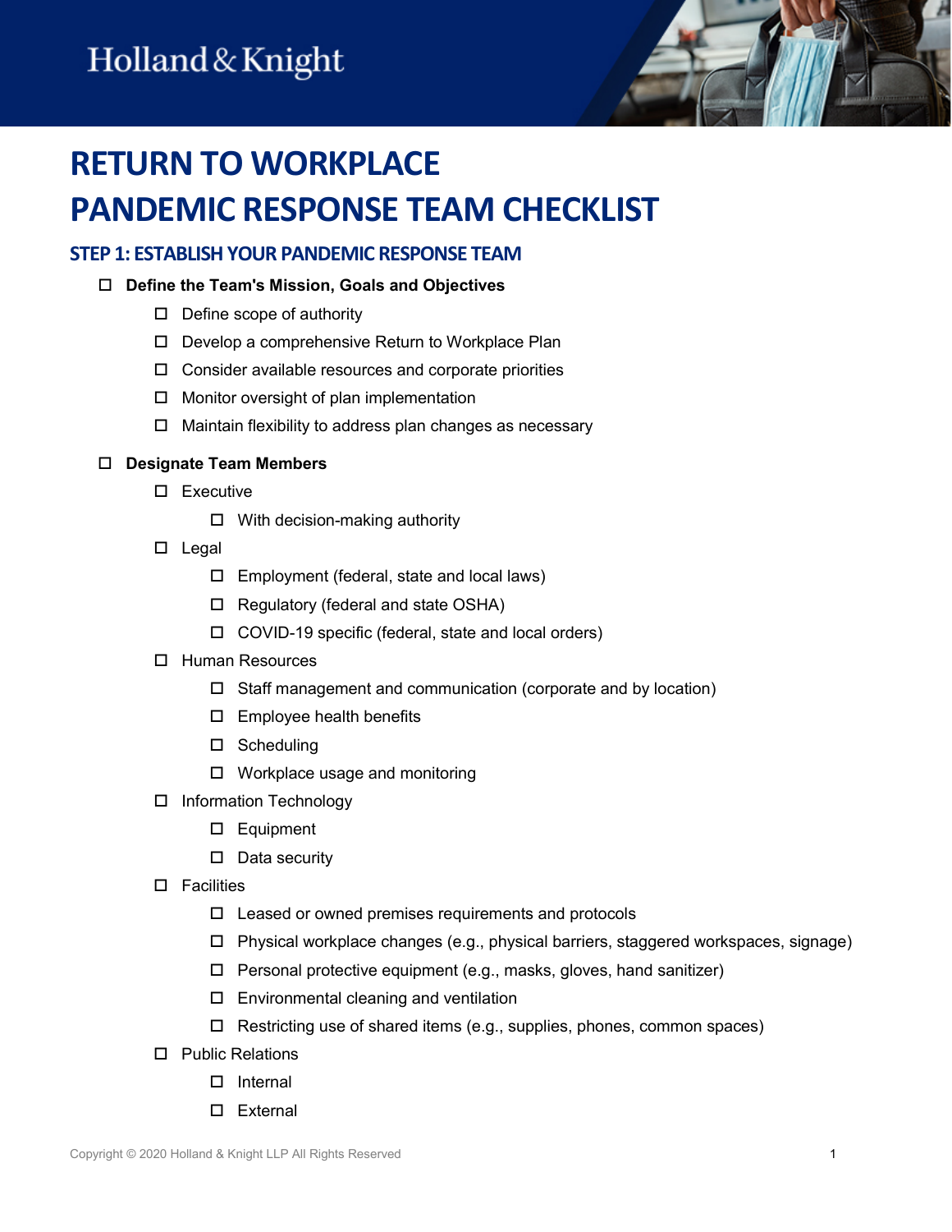Holland & Knight

# RETURN TO WORKPLACE PANDEMIC RESPONSE TEAM CHECKLIST

## STEP 1: ESTABLISH YOUR PANDEMIC RESPONSE TEAM

- ☐ **Define the Team's Mission, Goals and Objectives**
  - ☐ Define scope of authority
  - ☐ Develop a comprehensive Return to Workplace Plan
  - ☐ Consider available resources and corporate priorities
  - ☐ Monitor oversight of plan implementation
  - ☐ Maintain flexibility to address plan changes as necessary

- ☐ **Designate Team Members**
  - ☐ Executive
    - ☐ With decision-making authority
  - ☐ Legal
    - ☐ Employment (federal, state and local laws)
    - ☐ Regulatory (federal and state OSHA)
    - ☐ COVID-19 specific (federal, state and local orders)
  - ☐ Human Resources
    - ☐ Staff management and communication (corporate and by location)
    - ☐ Employee health benefits
    - ☐ Scheduling
    - ☐ Workplace usage and monitoring
  - ☐ Information Technology
    - ☐ Equipment
    - ☐ Data security
  - ☐ Facilities
    - ☐ Leased or owned premises requirements and protocols
    - ☐ Physical workplace changes (e.g., physical barriers, staggered workspaces, signage)
    - ☐ Personal protective equipment (e.g., masks, gloves, hand sanitizer)
    - ☐ Environmental cleaning and ventilation
    - ☐ Restricting use of shared items (e.g., supplies, phones, common spaces)
  - ☐ Public Relations
    - ☐ Internal
    - ☐ External

Copyright © 2020 Holland & Knight LLP All Rights Reserved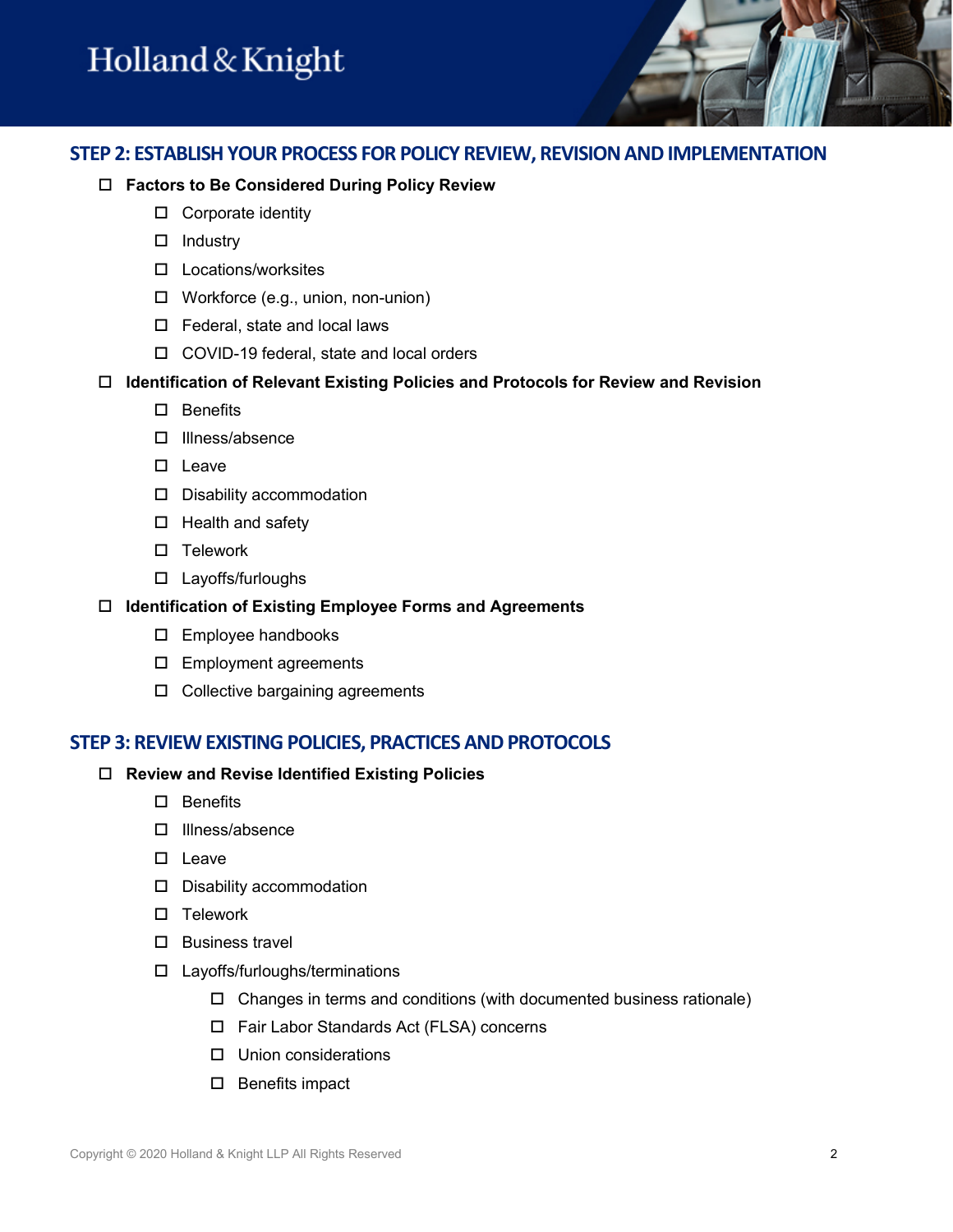## STEP 2: ESTABLISH YOUR PROCESS FOR POLICY REVIEW, REVISION AND IMPLEMENTATION

- ☐ **Factors to Be Considered During Policy Review**
  - ☐ Corporate identity
  - ☐ Industry
  - ☐ Locations/worksites
  - ☐ Workforce (e.g., union, non-union)
  - ☐ Federal, state and local laws
  - ☐ COVID-19 federal, state and local orders
- ☐ **Identification of Relevant Existing Policies and Protocols for Review and Revision**
  - ☐ Benefits
  - ☐ Illness/absence
  - ☐ Leave
  - ☐ Disability accommodation
  - ☐ Health and safety
  - ☐ Telework
  - ☐ Layoffs/furloughs
- ☐ **Identification of Existing Employee Forms and Agreements**
  - ☐ Employee handbooks
  - ☐ Employment agreements
  - ☐ Collective bargaining agreements

## STEP 3: REVIEW EXISTING POLICIES, PRACTICES AND PROTOCOLS

- ☐ **Review and Revise Identified Existing Policies**
  - ☐ Benefits
  - ☐ Illness/absence
  - ☐ Leave
  - ☐ Disability accommodation
  - ☐ Telework
  - ☐ Business travel
  - ☐ Layoffs/furloughs/terminations
    - ☐ Changes in terms and conditions (with documented business rationale)
    - ☐ Fair Labor Standards Act (FLSA) concerns
    - ☐ Union considerations
    - ☐ Benefits impact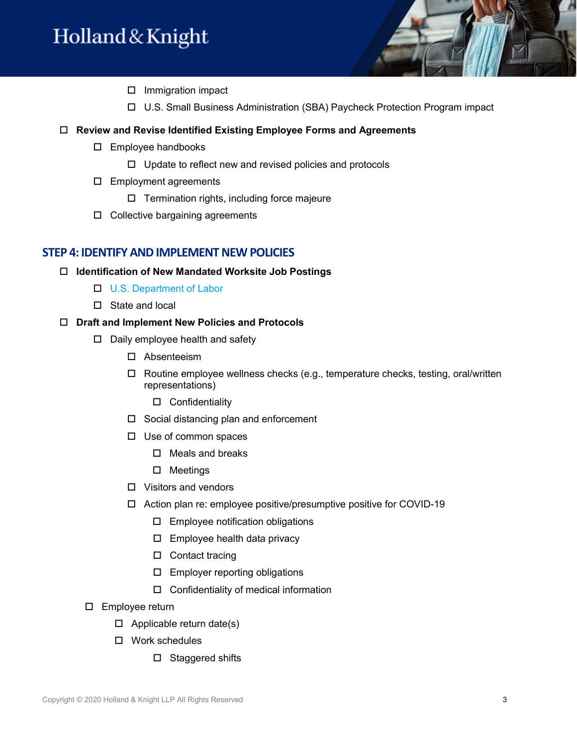- [ ] Immigration impact
- [ ] U.S. Small Business Administration (SBA) Paycheck Protection Program impact

- [ ] **Review and Revise Identified Existing Employee Forms and Agreements**
  - [ ] Employee handbooks
    - [ ] Update to reflect new and revised policies and protocols
  - [ ] Employment agreements
    - [ ] Termination rights, including force majeure
  - [ ] Collective bargaining agreements

## STEP 4: IDENTIFY AND IMPLEMENT NEW POLICIES

- [ ] **Identification of New Mandated Worksite Job Postings**
  - [ ] U.S. Department of Labor
  - [ ] State and local
- [ ] **Draft and Implement New Policies and Protocols**
  - [ ] Daily employee health and safety
    - [ ] Absenteeism
    - [ ] Routine employee wellness checks (e.g., temperature checks, testing, oral/written representations)
      - [ ] Confidentiality
    - [ ] Social distancing plan and enforcement
    - [ ] Use of common spaces
      - [ ] Meals and breaks
      - [ ] Meetings
    - [ ] Visitors and vendors
    - [ ] Action plan re: employee positive/presumptive positive for COVID-19
      - [ ] Employee notification obligations
      - [ ] Employee health data privacy
      - [ ] Contact tracing
      - [ ] Employer reporting obligations
      - [ ] Confidentiality of medical information
  - [ ] Employee return
    - [ ] Applicable return date(s)
    - [ ] Work schedules
      - [ ] Staggered shifts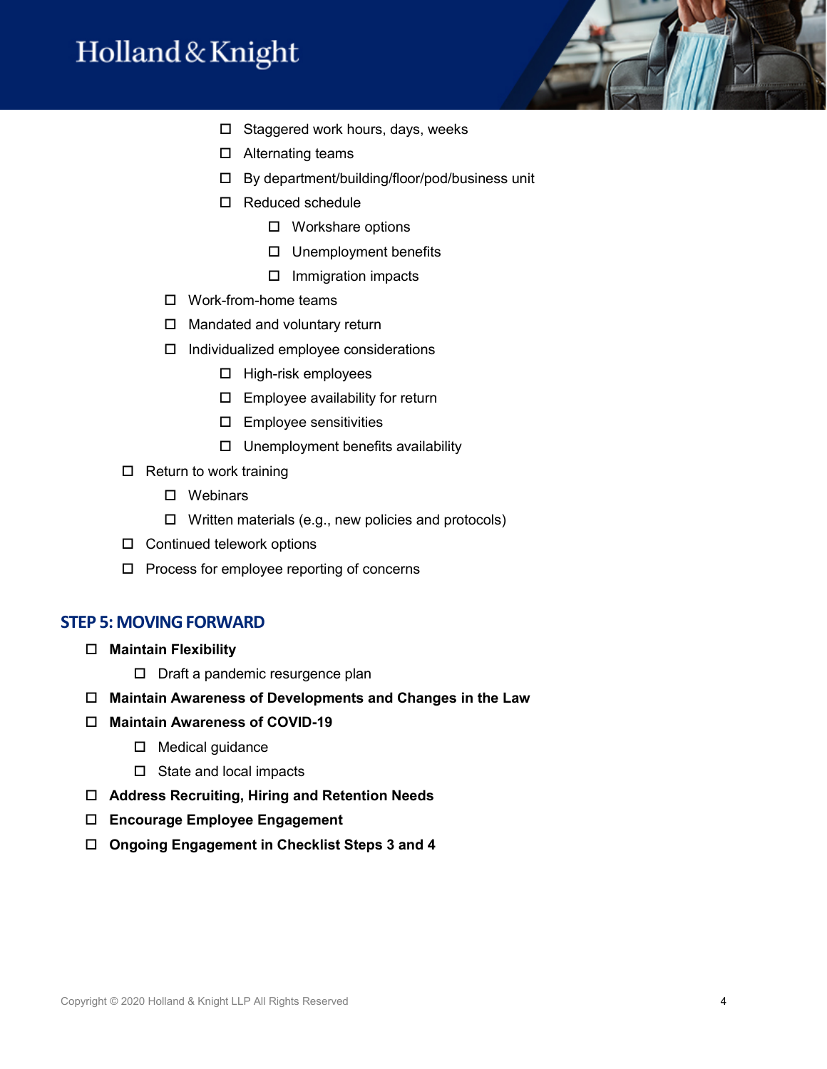- ☐ Staggered work hours, days, weeks
    - ☐ Alternating teams
    - ☐ By department/building/floor/pod/business unit
    - ☐ Reduced schedule
        - ☐ Workshare options
        - ☐ Unemployment benefits
        - ☐ Immigration impacts
  - ☐ Work-from-home teams
  - ☐ Mandated and voluntary return
  - ☐ Individualized employee considerations
    - ☐ High-risk employees
    - ☐ Employee availability for return
    - ☐ Employee sensitivities
    - ☐ Unemployment benefits availability
- ☐ Return to work training
  - ☐ Webinars
  - ☐ Written materials (e.g., new policies and protocols)
- ☐ Continued telework options
- ☐ Process for employee reporting of concerns

## STEP 5: MOVING FORWARD

- ☐ **Maintain Flexibility**
  - ☐ Draft a pandemic resurgence plan
- ☐ **Maintain Awareness of Developments and Changes in the Law**
- ☐ **Maintain Awareness of COVID-19**
  - ☐ Medical guidance
  - ☐ State and local impacts
- ☐ **Address Recruiting, Hiring and Retention Needs**
- ☐ **Encourage Employee Engagement**
- ☐ **Ongoing Engagement in Checklist Steps 3 and 4**

Copyright © 2020 Holland & Knight LLP All Rights Reserved